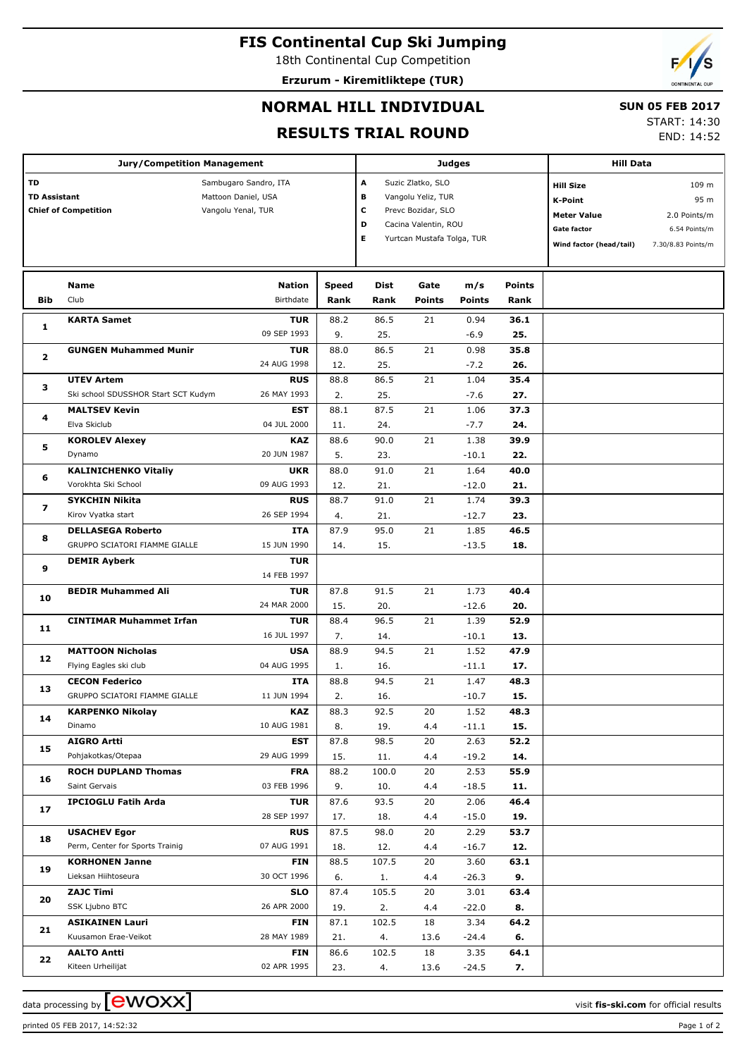# FIS Continental Cup Ski Jumping

18th Continental Cup Competition

**Erzurum - Kiremitliktepe (TUR)**

## NORMAL HILL INDIVIDUAL

## RESULTS TRIAL ROUND

**SUN 05 FEB 2017**

START: 14:30

END: 14:52

| Jury/Competition Management | | Judges | | Hill Data | |
|---|---|---|---|---|---|
| **TD** | Sambugaro Sandro, ITA | **A** | Suzic Zlatko, SLO | **Hill Size** | 109 m |
| **TD Assistant** | Mattoon Daniel, USA | **B** | Vangolu Yeliz, TUR | **K-Point** | 95 m |
| **Chief of Competition** | Vangolu Yenal, TUR | **C** | Prevc Bozidar, SLO | **Meter Value** | 2.0 Points/m |
| | | **D** | Cacina Valentin, ROU | **Gate factor** | 6.54 Points/m |
| | | **E** | Yurtcan Mustafa Tolga, TUR | **Wind factor (head/tail)** | 7.30/8.83 Points/m |

| Bib | Name / Club | Nation / Birthdate | Speed / Rank | Dist / Rank | Gate / Points | m/s / Points | Points / Rank |
|---|---|---|---|---|---|---|---|
| 1 | **KARTA Samet** | **TUR** | 88.2 | 86.5 | 21 | 0.94 | **36.1** |
| | | 09 SEP 1993 | 9. | 25. | | -6.9 | **25.** |
| 2 | **GUNGEN Muhammed Munir** | **TUR** | 88.0 | 86.5 | 21 | 0.98 | **35.8** |
| | | 24 AUG 1998 | 12. | 25. | | -7.2 | **26.** |
| 3 | **UTEV Artem** | **RUS** | 88.8 | 86.5 | 21 | 1.04 | **35.4** |
| | Ski school SDUSSHOR Start SCT Kudym | 26 MAY 1993 | 2. | 25. | | -7.6 | **27.** |
| 4 | **MALTSEV Kevin** | **EST** | 88.1 | 87.5 | 21 | 1.06 | **37.3** |
| | Elva Skiclub | 04 JUL 2000 | 11. | 24. | | -7.7 | **24.** |
| 5 | **KOROLEV Alexey** | **KAZ** | 88.6 | 90.0 | 21 | 1.38 | **39.9** |
| | Dynamo | 20 JUN 1987 | 5. | 23. | | -10.1 | **22.** |
| 6 | **KALINICHENKO Vitaliy** | **UKR** | 88.0 | 91.0 | 21 | 1.64 | **40.0** |
| | Vorokhta Ski School | 09 AUG 1993 | 12. | 21. | | -12.0 | **21.** |
| 7 | **SYKCHIN Nikita** | **RUS** | 88.7 | 91.0 | 21 | 1.74 | **39.3** |
| | Kirov Vyatka start | 26 SEP 1994 | 4. | 21. | | -12.7 | **23.** |
| 8 | **DELLASEGA Roberto** | **ITA** | 87.9 | 95.0 | 21 | 1.85 | **46.5** |
| | GRUPPO SCIATORI FIAMME GIALLE | 15 JUN 1990 | 14. | 15. | | -13.5 | **18.** |
| 9 | **DEMIR Ayberk** | **TUR** | | | | | |
| | | 14 FEB 1997 | | | | | |
| 10 | **BEDIR Muhammed Ali** | **TUR** | 87.8 | 91.5 | 21 | 1.73 | **40.4** |
| | | 24 MAR 2000 | 15. | 20. | | -12.6 | **20.** |
| 11 | **CINTIMAR Muhammet Irfan** | **TUR** | 88.4 | 96.5 | 21 | 1.39 | **52.9** |
| | | 16 JUL 1997 | 7. | 14. | | -10.1 | **13.** |
| 12 | **MATTOON Nicholas** | **USA** | 88.9 | 94.5 | 21 | 1.52 | **47.9** |
| | Flying Eagles ski club | 04 AUG 1995 | 1. | 16. | | -11.1 | **17.** |
| 13 | **CECON Federico** | **ITA** | 88.8 | 94.5 | 21 | 1.47 | **48.3** |
| | GRUPPO SCIATORI FIAMME GIALLE | 11 JUN 1994 | 2. | 16. | | -10.7 | **15.** |
| 14 | **KARPENKO Nikolay** | **KAZ** | 88.3 | 92.5 | 20 | 1.52 | **48.3** |
| | Dinamo | 10 AUG 1981 | 8. | 19. | 4.4 | -11.1 | **15.** |
| 15 | **AIGRO Artti** | **EST** | 87.8 | 98.5 | 20 | 2.63 | **52.2** |
| | Pohjakotkas/Otepaa | 29 AUG 1999 | 15. | 11. | 4.4 | -19.2 | **14.** |
| 16 | **ROCH DUPLAND Thomas** | **FRA** | 88.2 | 100.0 | 20 | 2.53 | **55.9** |
| | Saint Gervais | 03 FEB 1996 | 9. | 10. | 4.4 | -18.5 | **11.** |
| 17 | **IPCIOGLU Fatih Arda** | **TUR** | 87.6 | 93.5 | 20 | 2.06 | **46.4** |
| | | 28 SEP 1997 | 17. | 18. | 4.4 | -15.0 | **19.** |
| 18 | **USACHEV Egor** | **RUS** | 87.5 | 98.0 | 20 | 2.29 | **53.7** |
| | Perm, Center for Sports Trainig | 07 AUG 1991 | 18. | 12. | 4.4 | -16.7 | **12.** |
| 19 | **KORHONEN Janne** | **FIN** | 88.5 | 107.5 | 20 | 3.60 | **63.1** |
| | Lieksan Hiihtoseura | 30 OCT 1996 | 6. | 1. | 4.4 | -26.3 | **9.** |
| 20 | **ZAJC Timi** | **SLO** | 87.4 | 105.5 | 20 | 3.01 | **63.4** |
| | SSK Ljubno BTC | 26 APR 2000 | 19. | 2. | 4.4 | -22.0 | **8.** |
| 21 | **ASIKAINEN Lauri** | **FIN** | 87.1 | 102.5 | 18 | 3.34 | **64.2** |
| | Kuusamon Erae-Veikot | 28 MAY 1989 | 21. | 4. | 13.6 | -24.4 | **6.** |
| 22 | **AALTO Antti** | **FIN** | 86.6 | 102.5 | 18 | 3.35 | **64.1** |
| | Kiteen Urheilijat | 02 APR 1995 | 23. | 4. | 13.6 | -24.5 | **7.** |

data processing by ewoxx — visit **fis-ski.com** for official results

printed 05 FEB 2017, 14:52:32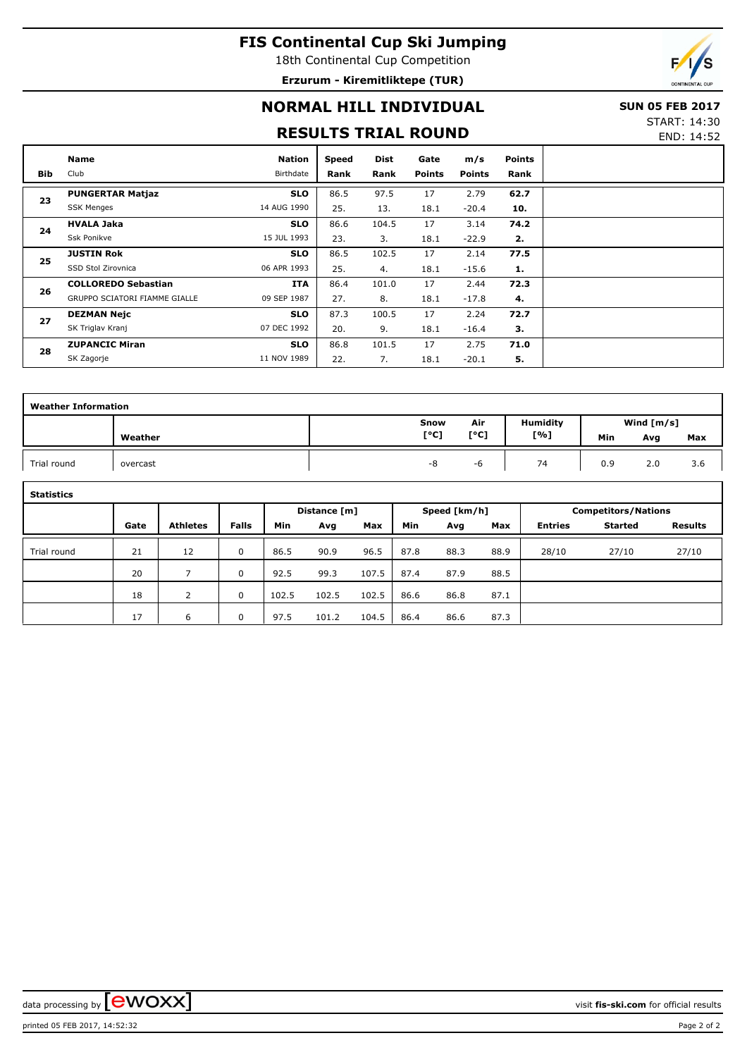# FIS Continental Cup Ski Jumping

18th Continental Cup Competition

**Erzurum - Kiremitliktepe (TUR)**

## NORMAL HILL INDIVIDUAL

**SUN 05 FEB 2017**

START: 14:30

END: 14:52

## RESULTS TRIAL ROUND

| Bib | Name / Club | Nation / Birthdate | Speed / Rank | Dist / Rank | Gate / Points | m/s / Points | Points / Rank |
|---|---|---|---|---|---|---|---|
| 23 | **PUNGERTAR Matjaz** | **SLO** | 86.5 | 97.5 | 17 | 2.79 | **62.7** |
| | SSK Menges | 14 AUG 1990 | 25. | 13. | 18.1 | -20.4 | **10.** |
| 24 | **HVALA Jaka** | **SLO** | 86.6 | 104.5 | 17 | 3.14 | **74.2** |
| | Ssk Ponikve | 15 JUL 1993 | 23. | 3. | 18.1 | -22.9 | **2.** |
| 25 | **JUSTIN Rok** | **SLO** | 86.5 | 102.5 | 17 | 2.14 | **77.5** |
| | SSD Stol Zirovnica | 06 APR 1993 | 25. | 4. | 18.1 | -15.6 | **1.** |
| 26 | **COLLOREDO Sebastian** | **ITA** | 86.4 | 101.0 | 17 | 2.44 | **72.3** |
| | GRUPPO SCIATORI FIAMME GIALLE | 09 SEP 1987 | 27. | 8. | 18.1 | -17.8 | **4.** |
| 27 | **DEZMAN Nejc** | **SLO** | 87.3 | 100.5 | 17 | 2.24 | **72.7** |
| | SK Triglav Kranj | 07 DEC 1992 | 20. | 9. | 18.1 | -16.4 | **3.** |
| 28 | **ZUPANCIC Miran** | **SLO** | 86.8 | 101.5 | 17 | 2.75 | **71.0** |
| | SK Zagorje | 11 NOV 1989 | 22. | 7. | 18.1 | -20.1 | **5.** |

**Weather Information**

| | Weather | Snow [°C] | Air [°C] | Humidity [%] | Wind [m/s] Min | Avg | Max |
|---|---|---|---|---|---|---|---|
| Trial round | overcast | -8 | -6 | 74 | 0.9 | 2.0 | 3.6 |

**Statistics**

| | Gate | Athletes | Falls | Distance [m] Min | Avg | Max | Speed [km/h] Min | Avg | Max | Competitors/Nations Entries | Started | Results |
|---|---|---|---|---|---|---|---|---|---|---|---|---|
| Trial round | 21 | 12 | 0 | 86.5 | 90.9 | 96.5 | 87.8 | 88.3 | 88.9 | 28/10 | 27/10 | 27/10 |
| | 20 | 7 | 0 | 92.5 | 99.3 | 107.5 | 87.4 | 87.9 | 88.5 | | | |
| | 18 | 2 | 0 | 102.5 | 102.5 | 102.5 | 86.6 | 86.8 | 87.1 | | | |
| | 17 | 6 | 0 | 97.5 | 101.2 | 104.5 | 86.4 | 86.6 | 87.3 | | | |

data processing by ewoxx

visit **fis-ski.com** for official results

printed 05 FEB 2017, 14:52:32